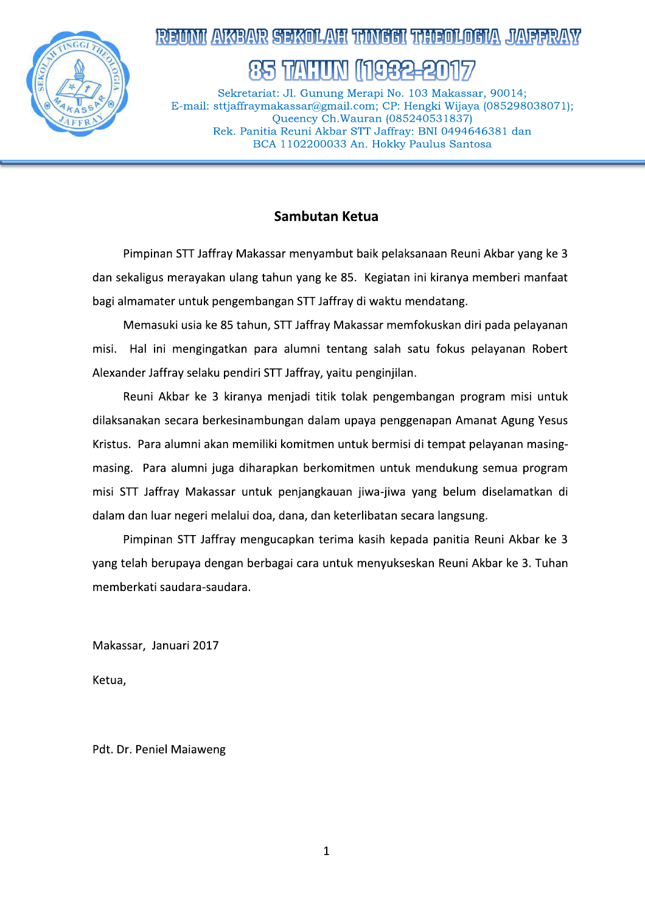# REUNI AKBAR SEKOLAH TINGGI THEOLOGIA JAFFRAY

# 85 TAHUN (1932-2017)

Sekretariat: Jl. Gunung Merapi No. 103 Makassar, 90014;
E-mail: sttjaffraymakassar@gmail.com; CP: Hengki Wijaya (085298038071);
Queency Ch.Wauran (085240531837)
Rek. Panitia Reuni Akbar STT Jaffray: BNI 0494646381 dan
BCA 1102200033 An. Hokky Paulus Santosa

## Sambutan Ketua

Pimpinan STT Jaffray Makassar menyambut baik pelaksanaan Reuni Akbar yang ke 3 dan sekaligus merayakan ulang tahun yang ke 85. Kegiatan ini kiranya memberi manfaat bagi almamater untuk pengembangan STT Jaffray di waktu mendatang.

Memasuki usia ke 85 tahun, STT Jaffray Makassar memfokuskan diri pada pelayanan misi. Hal ini mengingatkan para alumni tentang salah satu fokus pelayanan Robert Alexander Jaffray selaku pendiri STT Jaffray, yaitu penginjilan.

Reuni Akbar ke 3 kiranya menjadi titik tolak pengembangan program misi untuk dilaksanakan secara berkesinambungan dalam upaya penggenapan Amanat Agung Yesus Kristus. Para alumni akan memiliki komitmen untuk bermisi di tempat pelayanan masing-masing. Para alumni juga diharapkan berkomitmen untuk mendukung semua program misi STT Jaffray Makassar untuk penjangkauan jiwa-jiwa yang belum diselamatkan di dalam dan luar negeri melalui doa, dana, dan keterlibatan secara langsung.

Pimpinan STT Jaffray mengucapkan terima kasih kepada panitia Reuni Akbar ke 3 yang telah berupaya dengan berbagai cara untuk menyukseskan Reuni Akbar ke 3. Tuhan memberkati saudara-saudara.

Makassar, Januari 2017

Ketua,

Pdt. Dr. Peniel Maiaweng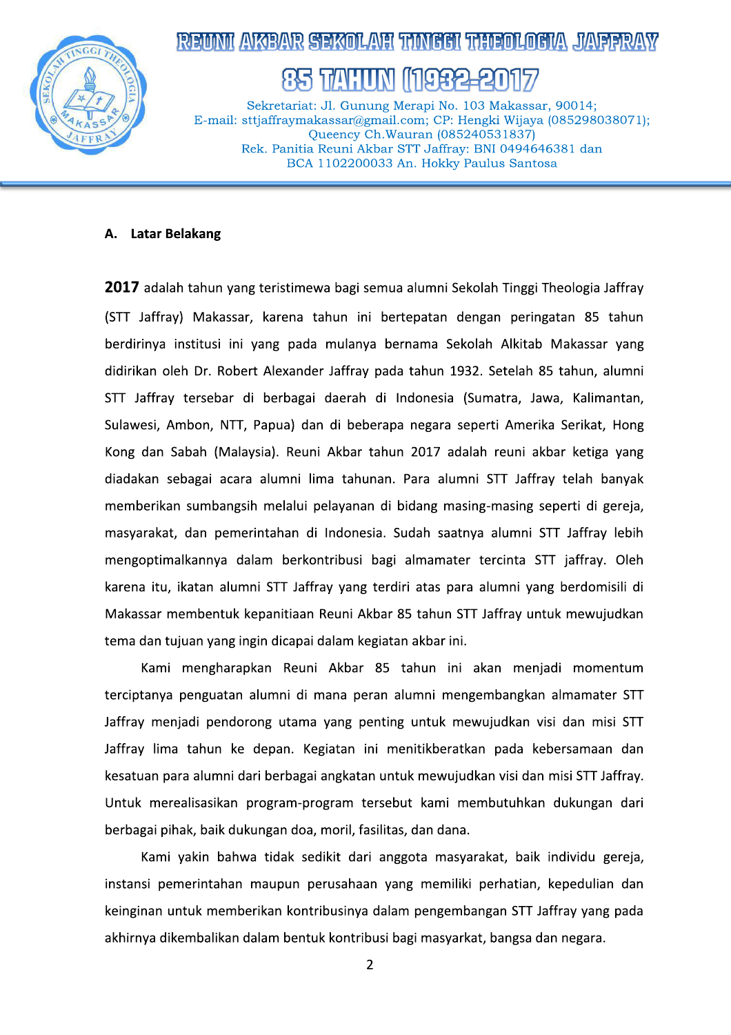## A. Latar Belakang

**2017** adalah tahun yang teristimewa bagi semua alumni Sekolah Tinggi Theologia Jaffray (STT Jaffray) Makassar, karena tahun ini bertepatan dengan peringatan 85 tahun berdirinya institusi ini yang pada mulanya bernama Sekolah Alkitab Makassar yang didirikan oleh Dr. Robert Alexander Jaffray pada tahun 1932. Setelah 85 tahun, alumni STT Jaffray tersebar di berbagai daerah di Indonesia (Sumatra, Jawa, Kalimantan, Sulawesi, Ambon, NTT, Papua) dan di beberapa negara seperti Amerika Serikat, Hong Kong dan Sabah (Malaysia). Reuni Akbar tahun 2017 adalah reuni akbar ketiga yang diadakan sebagai acara alumni lima tahunan. Para alumni STT Jaffray telah banyak memberikan sumbangsih melalui pelayanan di bidang masing-masing seperti di gereja, masyarakat, dan pemerintahan di Indonesia. Sudah saatnya alumni STT Jaffray lebih mengoptimalkannya dalam berkontribusi bagi almamater tercinta STT jaffray. Oleh karena itu, ikatan alumni STT Jaffray yang terdiri atas para alumni yang berdomisili di Makassar membentuk kepanitiaan Reuni Akbar 85 tahun STT Jaffray untuk mewujudkan tema dan tujuan yang ingin dicapai dalam kegiatan akbar ini.

Kami mengharapkan Reuni Akbar 85 tahun ini akan menjadi momentum terciptanya penguatan alumni di mana peran alumni mengembangkan almamater STT Jaffray menjadi pendorong utama yang penting untuk mewujudkan visi dan misi STT Jaffray lima tahun ke depan. Kegiatan ini menitikberatkan pada kebersamaan dan kesatuan para alumni dari berbagai angkatan untuk mewujudkan visi dan misi STT Jaffray. Untuk merealisasikan program-program tersebut kami membutuhkan dukungan dari berbagai pihak, baik dukungan doa, moril, fasilitas, dan dana.

Kami yakin bahwa tidak sedikit dari anggota masyarakat, baik individu gereja, instansi pemerintahan maupun perusahaan yang memiliki perhatian, kepedulian dan keinginan untuk memberikan kontribusinya dalam pengembangan STT Jaffray yang pada akhirnya dikembalikan dalam bentuk kontribusi bagi masyarakat, bangsa dan negara.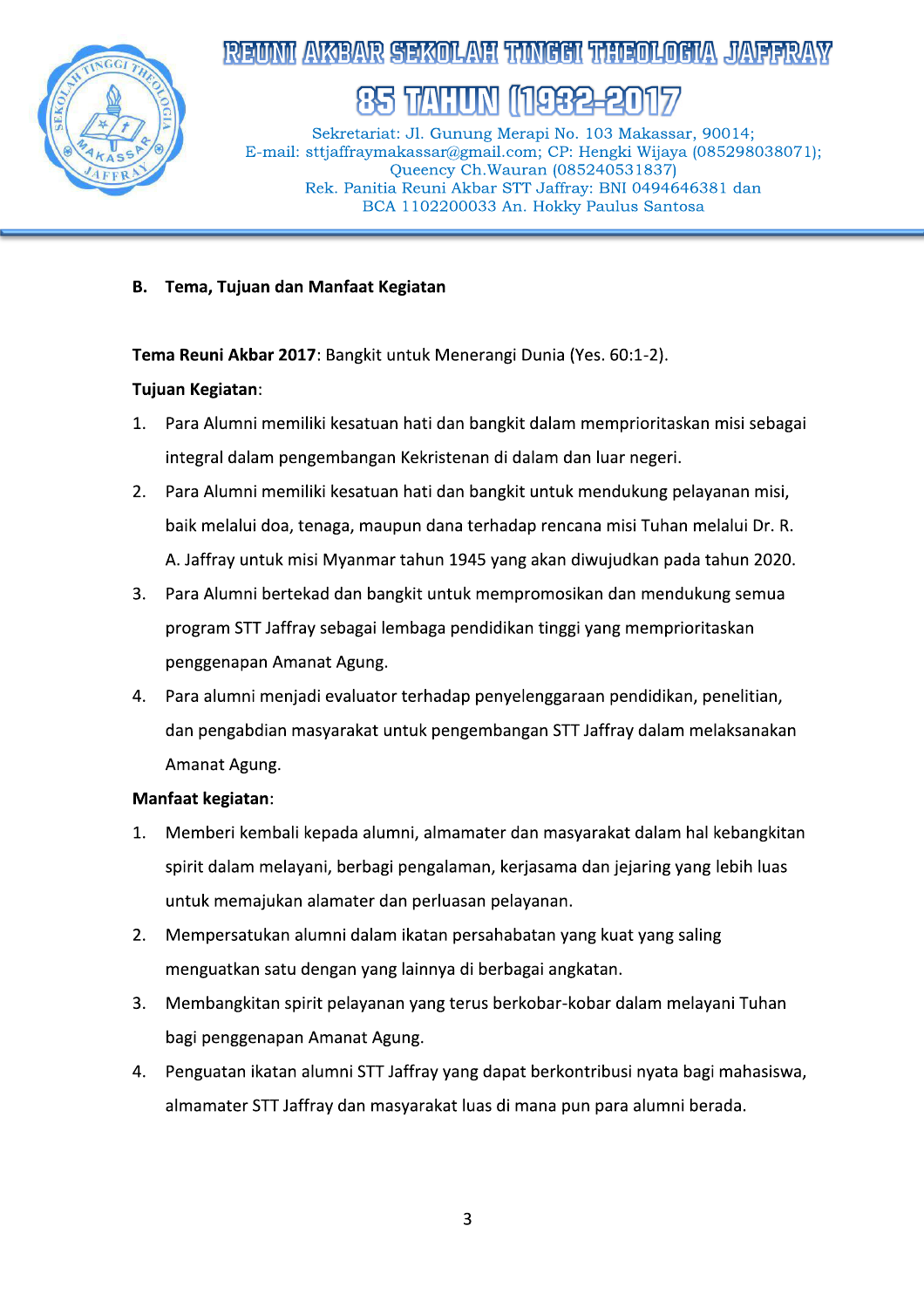## B. Tema, Tujuan dan Manfaat Kegiatan

**Tema Reuni Akbar 2017**: Bangkit untuk Menerangi Dunia (Yes. 60:1-2).

**Tujuan Kegiatan**:

1. Para Alumni memiliki kesatuan hati dan bangkit dalam memprioritaskan misi sebagai integral dalam pengembangan Kekristenan di dalam dan luar negeri.
2. Para Alumni memiliki kesatuan hati dan bangkit untuk mendukung pelayanan misi, baik melalui doa, tenaga, maupun dana terhadap rencana misi Tuhan melalui Dr. R. A. Jaffray untuk misi Myanmar tahun 1945 yang akan diwujudkan pada tahun 2020.
3. Para Alumni bertekad dan bangkit untuk mempromosikan dan mendukung semua program STT Jaffray sebagai lembaga pendidikan tinggi yang memprioritaskan penggenapan Amanat Agung.
4. Para alumni menjadi evaluator terhadap penyelenggaraan pendidikan, penelitian, dan pengabdian masyarakat untuk pengembangan STT Jaffray dalam melaksanakan Amanat Agung.

**Manfaat kegiatan**:

1. Memberi kembali kepada alumni, almamater dan masyarakat dalam hal kebangkitan spirit dalam melayani, berbagi pengalaman, kerjasama dan jejaring yang lebih luas untuk memajukan alamater dan perluasan pelayanan.
2. Mempersatukan alumni dalam ikatan persahabatan yang kuat yang saling menguatkan satu dengan yang lainnya di berbagai angkatan.
3. Membangkitan spirit pelayanan yang terus berkobar-kobar dalam melayani Tuhan bagi penggenapan Amanat Agung.
4. Penguatan ikatan alumni STT Jaffray yang dapat berkontribusi nyata bagi mahasiswa, almamater STT Jaffray dan masyarakat luas di mana pun para alumni berada.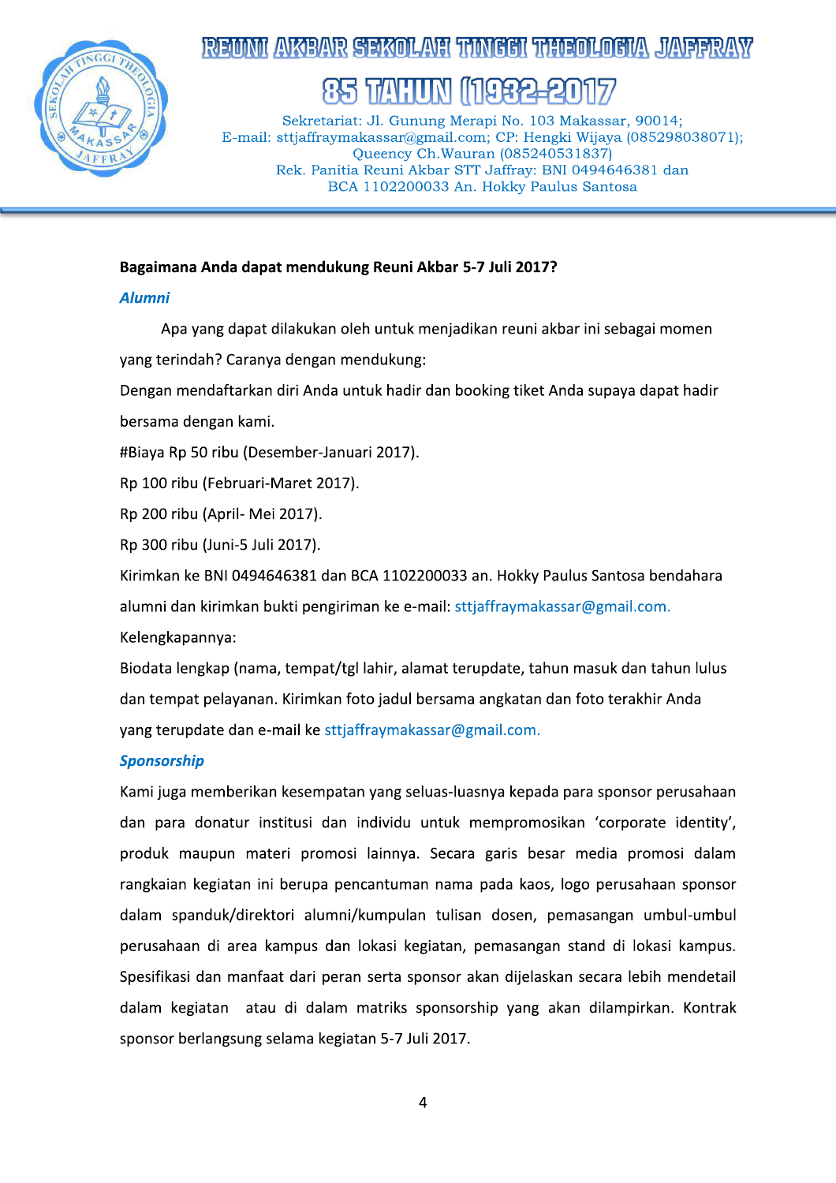**Bagaimana Anda dapat mendukung Reuni Akbar 5-7 Juli 2017?**

***Alumni***

Apa yang dapat dilakukan oleh untuk menjadikan reuni akbar ini sebagai momen yang terindah? Caranya dengan mendukung:

Dengan mendaftarkan diri Anda untuk hadir dan booking tiket Anda supaya dapat hadir bersama dengan kami.

#Biaya Rp 50 ribu (Desember-Januari 2017).

Rp 100 ribu (Februari-Maret 2017).

Rp 200 ribu (April- Mei 2017).

Rp 300 ribu (Juni-5 Juli 2017).

Kirimkan ke BNI 0494646381 dan BCA 1102200033 an. Hokky Paulus Santosa bendahara alumni dan kirimkan bukti pengiriman ke e-mail: sttjaffraymakassar@gmail.com.

Kelengkapannya:

Biodata lengkap (nama, tempat/tgl lahir, alamat terupdate, tahun masuk dan tahun lulus dan tempat pelayanan. Kirimkan foto jadul bersama angkatan dan foto terakhir Anda yang terupdate dan e-mail ke sttjaffraymakassar@gmail.com.

***Sponsorship***

Kami juga memberikan kesempatan yang seluas-luasnya kepada para sponsor perusahaan dan para donatur institusi dan individu untuk mempromosikan 'corporate identity', produk maupun materi promosi lainnya. Secara garis besar media promosi dalam rangkaian kegiatan ini berupa pencantuman nama pada kaos, logo perusahaan sponsor dalam spanduk/direktori alumni/kumpulan tulisan dosen, pemasangan umbul-umbul perusahaan di area kampus dan lokasi kegiatan, pemasangan stand di lokasi kampus. Spesifikasi dan manfaat dari peran serta sponsor akan dijelaskan secara lebih mendetail dalam kegiatan atau di dalam matriks sponsorship yang akan dilampirkan. Kontrak sponsor berlangsung selama kegiatan 5-7 Juli 2017.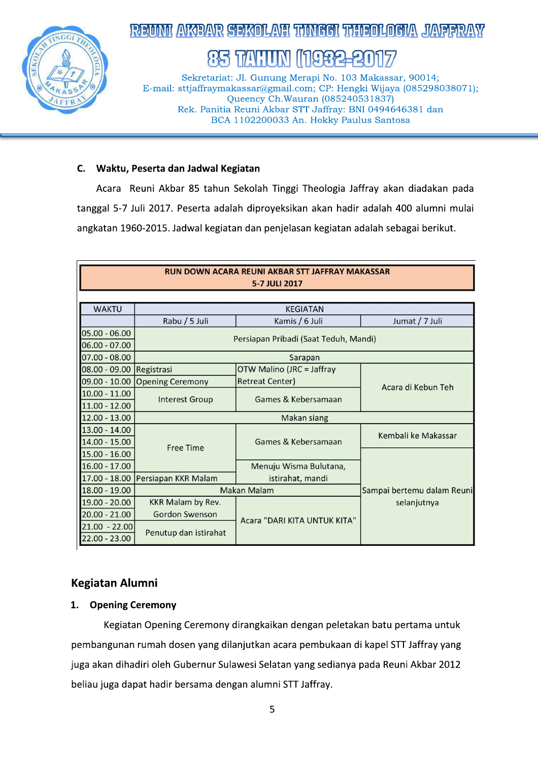### C. Waktu, Peserta dan Jadwal Kegiatan

Acara Reuni Akbar 85 tahun Sekolah Tinggi Theologia Jaffray akan diadakan pada tanggal 5-7 Juli 2017. Peserta adalah diproyeksikan akan hadir adalah 400 alumni mulai angkatan 1960-2015. Jadwal kegiatan dan penjelasan kegiatan adalah sebagai berikut.

**RUN DOWN ACARA REUNI AKBAR STT JAFFRAY MAKASSAR**
**5-7 JULI 2017**

| WAKTU | KEGIATAN | | |
|---|---|---|---|
| | Rabu / 5 Juli | Kamis / 6 Juli | Jumat / 7 Juli |
| 05.00 - 06.00 | Persiapan Pribadi (Saat Teduh, Mandi) | | |
| 06.00 - 07.00 | Persiapan Pribadi (Saat Teduh, Mandi) | | |
| 07.00 - 08.00 | Sarapan | | |
| 08.00 - 09.00 | Registrasi | OTW Malino (JRC = Jaffray Retreat Center) | Acara di Kebun Teh |
| 09.00 - 10.00 | Opening Ceremony | OTW Malino (JRC = Jaffray Retreat Center) | Acara di Kebun Teh |
| 10.00 - 11.00 | Interest Group | Games & Kebersamaan | Acara di Kebun Teh |
| 11.00 - 12.00 | Interest Group | Games & Kebersamaan | Acara di Kebun Teh |
| 12.00 - 13.00 | Makan siang | | |
| 13.00 - 14.00 | Free Time | Games & Kebersamaan | Kembali ke Makassar |
| 14.00 - 15.00 | Free Time | Games & Kebersamaan | Kembali ke Makassar |
| 15.00 - 16.00 | Free Time | Games & Kebersamaan | Sampai bertemu dalam Reuni selanjutnya |
| 16.00 - 17.00 | Free Time | Menuju Wisma Bulutana, istirahat, mandi | Sampai bertemu dalam Reuni selanjutnya |
| 17.00 - 18.00 | Persiapan KKR Malam | Menuju Wisma Bulutana, istirahat, mandi | Sampai bertemu dalam Reuni selanjutnya |
| 18.00 - 19.00 | Makan Malam | Makan Malam | Sampai bertemu dalam Reuni selanjutnya |
| 19.00 - 20.00 | KKR Malam by Rev. Gordon Swenson | Acara "DARI KITA UNTUK KITA" | Sampai bertemu dalam Reuni selanjutnya |
| 20.00 - 21.00 | KKR Malam by Rev. Gordon Swenson | Acara "DARI KITA UNTUK KITA" | Sampai bertemu dalam Reuni selanjutnya |
| 21.00 - 22.00 | Penutup dan istirahat | Acara "DARI KITA UNTUK KITA" | Sampai bertemu dalam Reuni selanjutnya |
| 22.00 - 23.00 | Penutup dan istirahat | Acara "DARI KITA UNTUK KITA" | Sampai bertemu dalam Reuni selanjutnya |

## Kegiatan Alumni

### 1. Opening Ceremony

Kegiatan Opening Ceremony dirangkaikan dengan peletakan batu pertama untuk pembangunan rumah dosen yang dilanjutkan acara pembukaan di kapel STT Jaffray yang juga akan dihadiri oleh Gubernur Sulawesi Selatan yang sedianya pada Reuni Akbar 2012 beliau juga dapat hadir bersama dengan alumni STT Jaffray.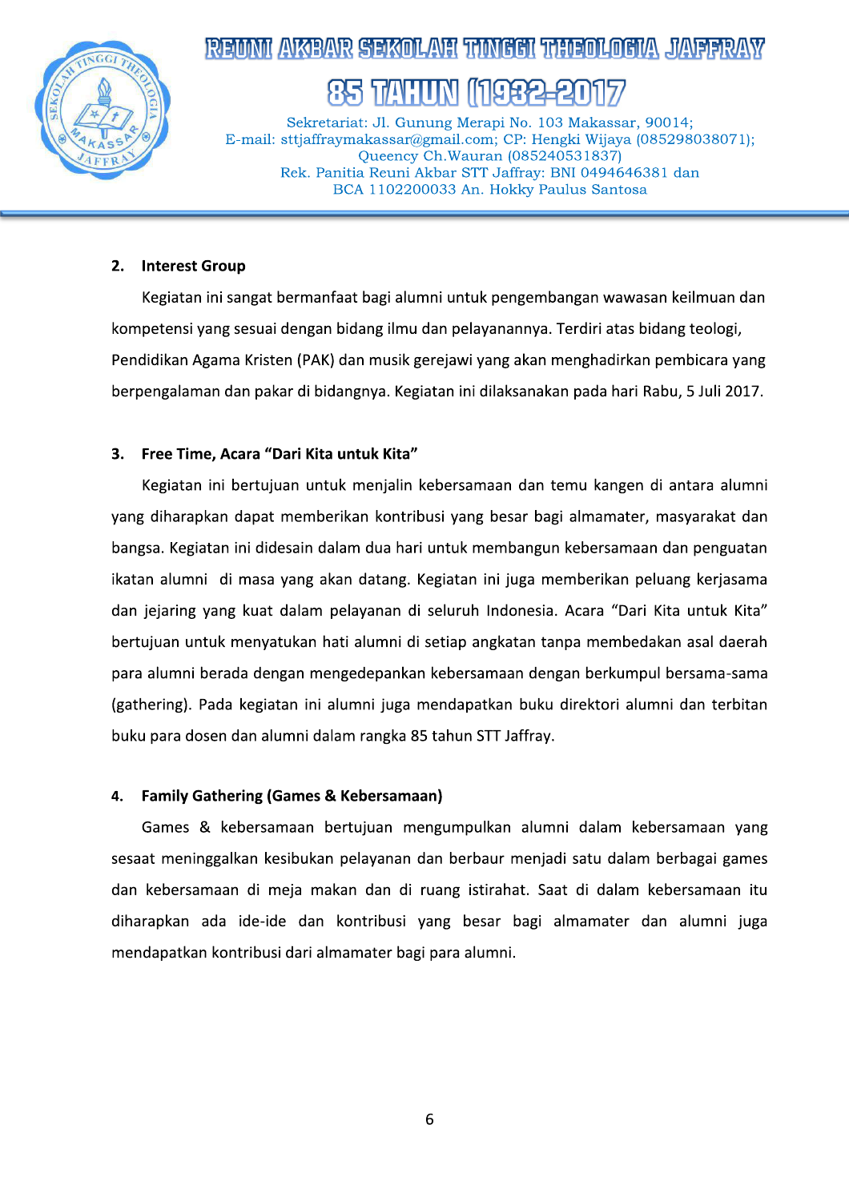**2. Interest Group**

Kegiatan ini sangat bermanfaat bagi alumni untuk pengembangan wawasan keilmuan dan kompetensi yang sesuai dengan bidang ilmu dan pelayanannya. Terdiri atas bidang teologi, Pendidikan Agama Kristen (PAK) dan musik gerejawi yang akan menghadirkan pembicara yang berpengalaman dan pakar di bidangnya. Kegiatan ini dilaksanakan pada hari Rabu, 5 Juli 2017.

**3. Free Time, Acara "Dari Kita untuk Kita"**

Kegiatan ini bertujuan untuk menjalin kebersamaan dan temu kangen di antara alumni yang diharapkan dapat memberikan kontribusi yang besar bagi almamater, masyarakat dan bangsa. Kegiatan ini didesain dalam dua hari untuk membangun kebersamaan dan penguatan ikatan alumni di masa yang akan datang. Kegiatan ini juga memberikan peluang kerjasama dan jejaring yang kuat dalam pelayanan di seluruh Indonesia. Acara "Dari Kita untuk Kita" bertujuan untuk menyatukan hati alumni di setiap angkatan tanpa membedakan asal daerah para alumni berada dengan mengedepankan kebersamaan dengan berkumpul bersama-sama (gathering). Pada kegiatan ini alumni juga mendapatkan buku direktori alumni dan terbitan buku para dosen dan alumni dalam rangka 85 tahun STT Jaffray.

**4. Family Gathering (Games & Kebersamaan)**

Games & kebersamaan bertujuan mengumpulkan alumni dalam kebersamaan yang sesaat meninggalkan kesibukan pelayanan dan berbaur menjadi satu dalam berbagai games dan kebersamaan di meja makan dan di ruang istirahat. Saat di dalam kebersamaan itu diharapkan ada ide-ide dan kontribusi yang besar bagi almamater dan alumni juga mendapatkan kontribusi dari almamater bagi para alumni.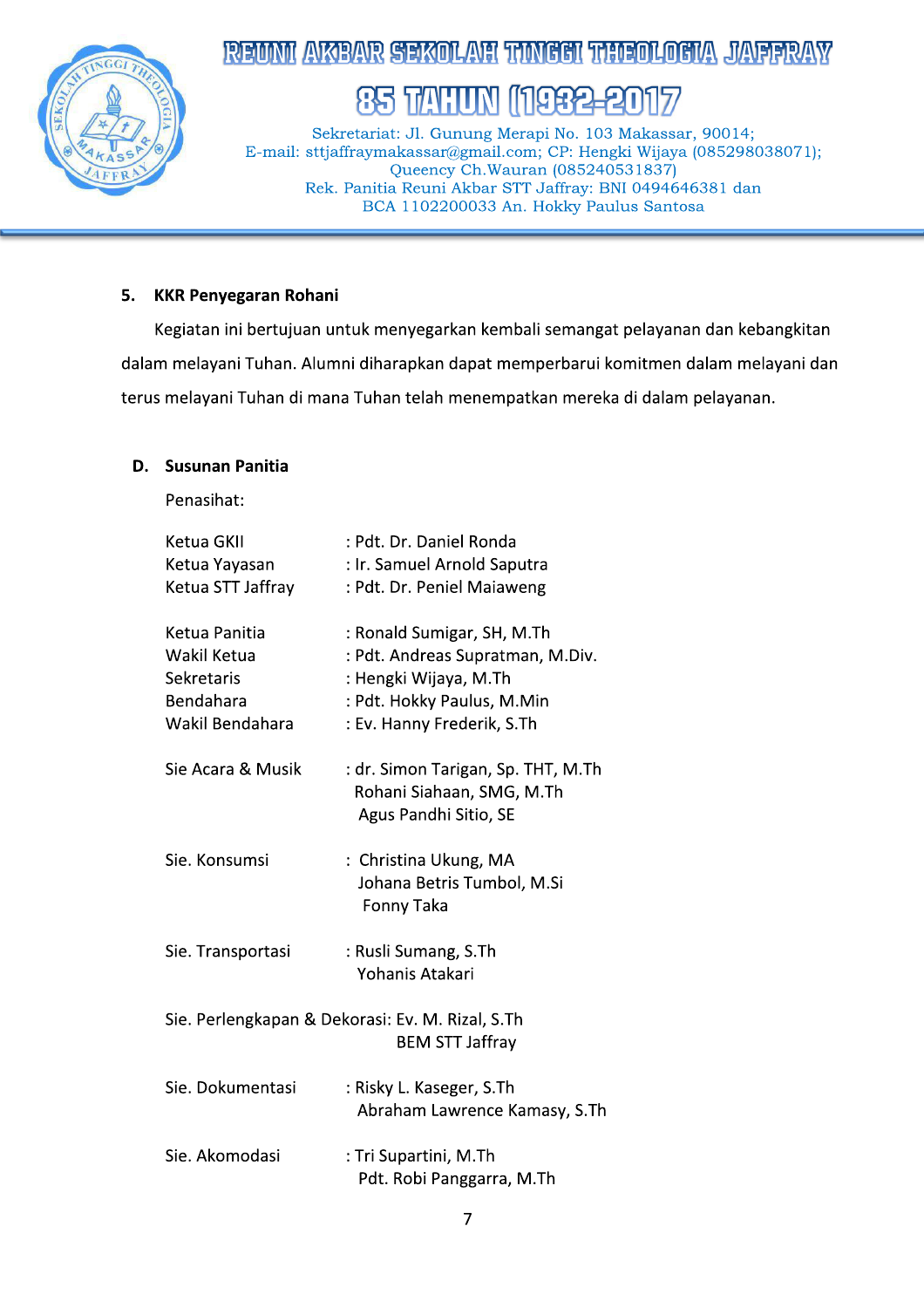**5. KKR Penyegaran Rohani**

Kegiatan ini bertujuan untuk menyegarkan kembali semangat pelayanan dan kebangkitan dalam melayani Tuhan. Alumni diharapkan dapat memperbarui komitmen dalam melayani dan terus melayani Tuhan di mana Tuhan telah menempatkan mereka di dalam pelayanan.

**D. Susunan Panitia**

Penasihat:

Ketua GKII : Pdt. Dr. Daniel Ronda
Ketua Yayasan : Ir. Samuel Arnold Saputra
Ketua STT Jaffray : Pdt. Dr. Peniel Maiaweng

Ketua Panitia : Ronald Sumigar, SH, M.Th
Wakil Ketua : Pdt. Andreas Supratman, M.Div.
Sekretaris : Hengki Wijaya, M.Th
Bendahara : Pdt. Hokky Paulus, M.Min
Wakil Bendahara : Ev. Hanny Frederik, S.Th

Sie Acara & Musik : dr. Simon Tarigan, Sp. THT, M.Th
Rohani Siahaan, SMG, M.Th
Agus Pandhi Sitio, SE

Sie. Konsumsi : Christina Ukung, MA
Johana Betris Tumbol, M.Si
Fonny Taka

Sie. Transportasi : Rusli Sumang, S.Th
Yohanis Atakari

Sie. Perlengkapan & Dekorasi: Ev. M. Rizal, S.Th
BEM STT Jaffray

Sie. Dokumentasi : Risky L. Kaseger, S.Th
Abraham Lawrence Kamasy, S.Th

Sie. Akomodasi : Tri Supartini, M.Th
Pdt. Robi Panggarra, M.Th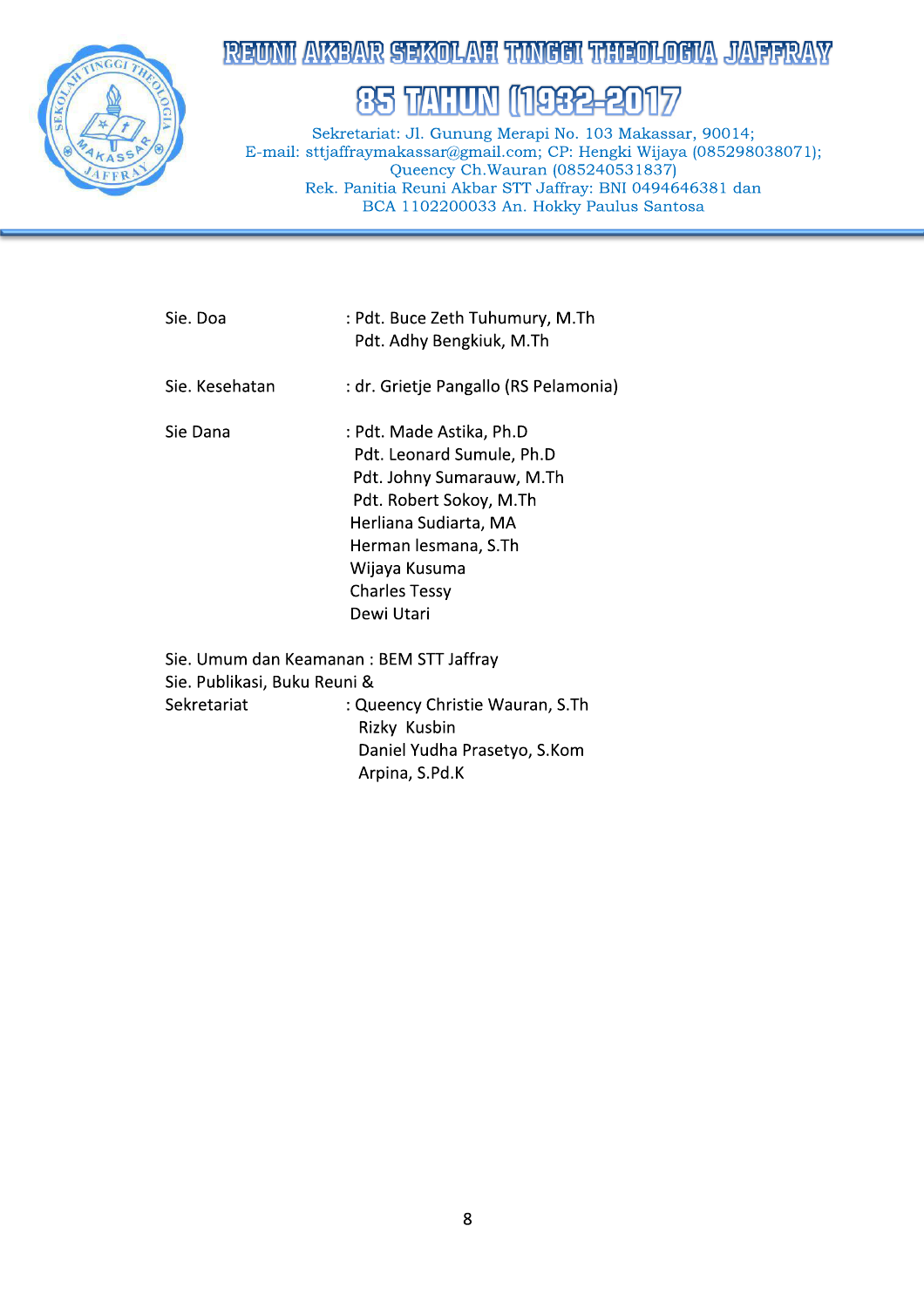| | |
|---|---|
| Sie. Doa | : Pdt. Buce Zeth Tuhumury, M.Th |
| | Pdt. Adhy Bengkiuk, M.Th |
| Sie. Kesehatan | : dr. Grietje Pangallo (RS Pelamonia) |
| Sie Dana | : Pdt. Made Astika, Ph.D |
| | Pdt. Leonard Sumule, Ph.D |
| | Pdt. Johny Sumarauw, M.Th |
| | Pdt. Robert Sokoy, M.Th |
| | Herliana Sudiarta, MA |
| | Herman lesmana, S.Th |
| | Wijaya Kusuma |
| | Charles Tessy |
| | Dewi Utari |
| Sie. Umum dan Keamanan | : BEM STT Jaffray |
| Sie. Publikasi, Buku Reuni & Sekretariat | : Queency Christie Wauran, S.Th |
| | Rizky Kusbin |
| | Daniel Yudha Prasetyo, S.Kom |
| | Arpina, S.Pd.K |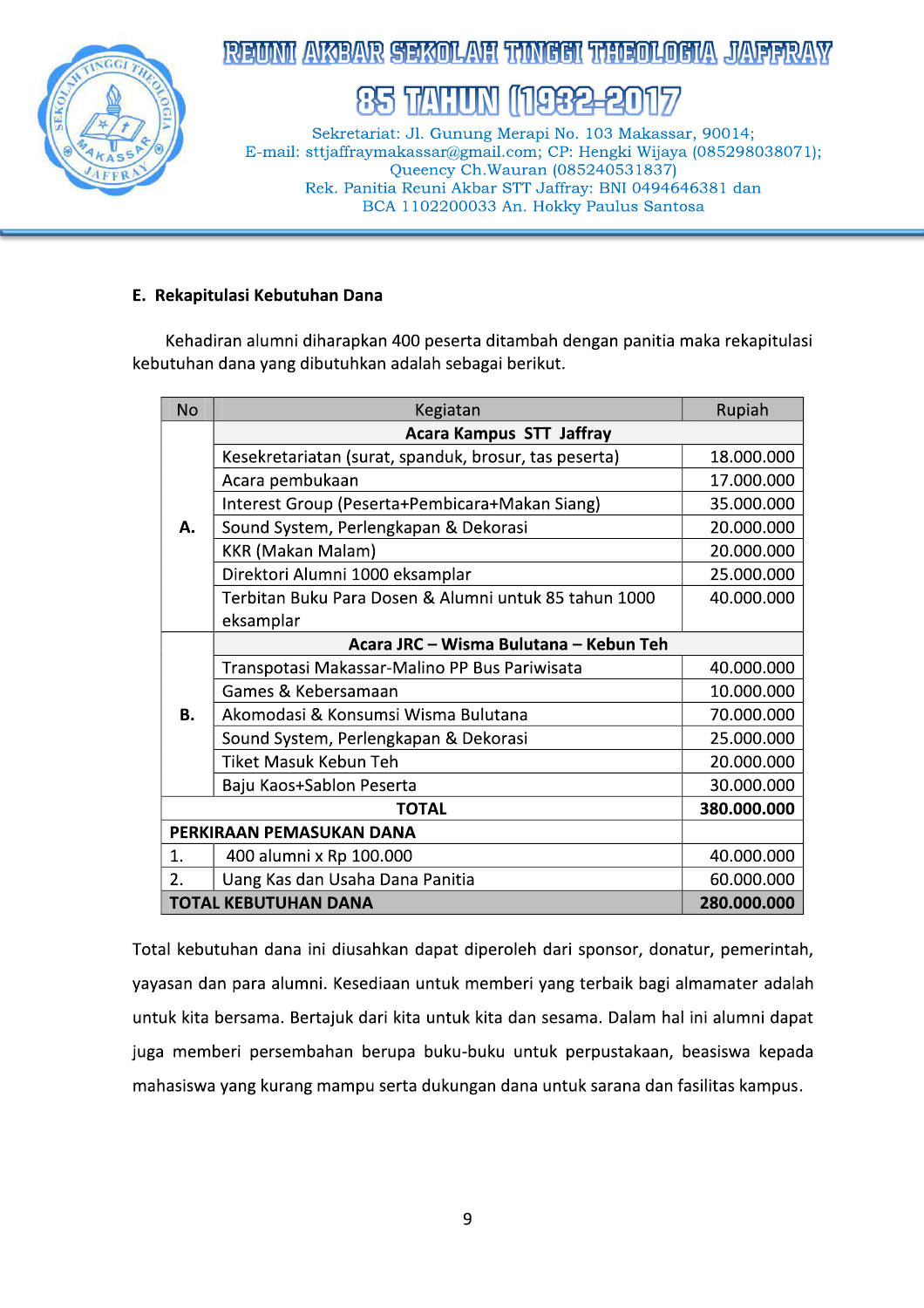## E. Rekapitulasi Kebutuhan Dana

Kehadiran alumni diharapkan 400 peserta ditambah dengan panitia maka rekapitulasi kebutuhan dana yang dibutuhkan adalah sebagai berikut.

| No | Kegiatan | Rupiah |
|---|---|---|
| | **Acara Kampus STT Jaffray** | |
| A. | Kesekretariatan (surat, spanduk, brosur, tas peserta) | 18.000.000 |
| | Acara pembukaan | 17.000.000 |
| | Interest Group (Peserta+Pembicara+Makan Siang) | 35.000.000 |
| | Sound System, Perlengkapan & Dekorasi | 20.000.000 |
| | KKR (Makan Malam) | 20.000.000 |
| | Direktori Alumni 1000 eksamplar | 25.000.000 |
| | Terbitan Buku Para Dosen & Alumni untuk 85 tahun 1000 eksamplar | 40.000.000 |
| | **Acara JRC – Wisma Bulutana – Kebun Teh** | |
| B. | Transpotasi Makassar-Malino PP Bus Pariwisata | 40.000.000 |
| | Games & Kebersamaan | 10.000.000 |
| | Akomodasi & Konsumsi Wisma Bulutana | 70.000.000 |
| | Sound System, Perlengkapan & Dekorasi | 25.000.000 |
| | Tiket Masuk Kebun Teh | 20.000.000 |
| | Baju Kaos+Sablon Peserta | 30.000.000 |
| | **TOTAL** | **380.000.000** |
| **PERKIRAAN PEMASUKAN DANA** | | |
| 1. | 400 alumni x Rp 100.000 | 40.000.000 |
| 2. | Uang Kas dan Usaha Dana Panitia | 60.000.000 |
| **TOTAL KEBUTUHAN DANA** | | **280.000.000** |

Total kebutuhan dana ini diusahkan dapat diperoleh dari sponsor, donatur, pemerintah, yayasan dan para alumni. Kesediaan untuk memberi yang terbaik bagi almamater adalah untuk kita bersama. Bertajuk dari kita untuk kita dan sesama. Dalam hal ini alumni dapat juga memberi persembahan berupa buku-buku untuk perpustakaan, beasiswa kepada mahasiswa yang kurang mampu serta dukungan dana untuk sarana dan fasilitas kampus.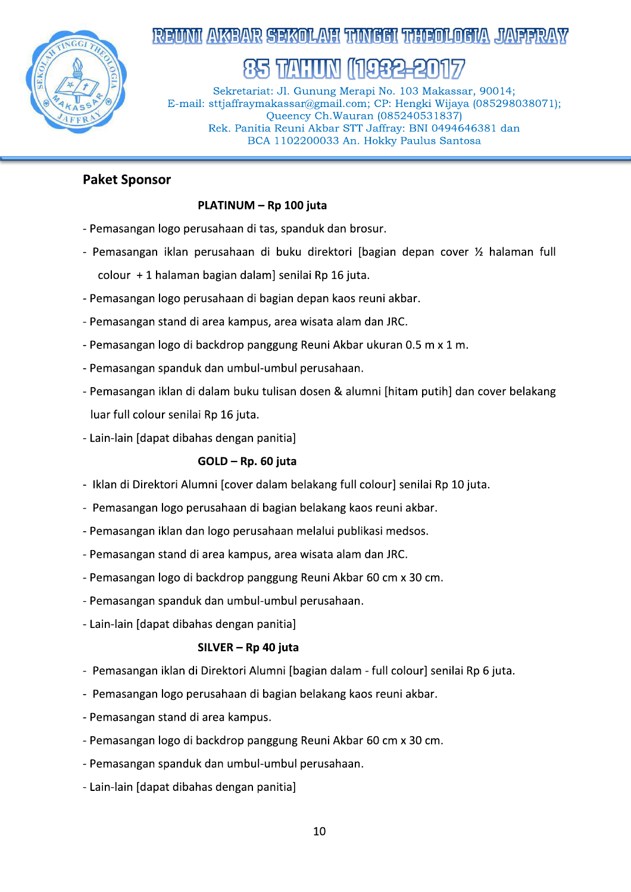## Paket Sponsor

**PLATINUM – Rp 100 juta**

- Pemasangan logo perusahaan di tas, spanduk dan brosur.
- Pemasangan iklan perusahaan di buku direktori [bagian depan cover ½ halaman full colour + 1 halaman bagian dalam] senilai Rp 16 juta.
- Pemasangan logo perusahaan di bagian depan kaos reuni akbar.
- Pemasangan stand di area kampus, area wisata alam dan JRC.
- Pemasangan logo di backdrop panggung Reuni Akbar ukuran 0.5 m x 1 m.
- Pemasangan spanduk dan umbul-umbul perusahaan.
- Pemasangan iklan di dalam buku tulisan dosen & alumni [hitam putih] dan cover belakang luar full colour senilai Rp 16 juta.
- Lain-lain [dapat dibahas dengan panitia]

**GOLD – Rp. 60 juta**

- Iklan di Direktori Alumni [cover dalam belakang full colour] senilai Rp 10 juta.
- Pemasangan logo perusahaan di bagian belakang kaos reuni akbar.
- Pemasangan iklan dan logo perusahaan melalui publikasi medsos.
- Pemasangan stand di area kampus, area wisata alam dan JRC.
- Pemasangan logo di backdrop panggung Reuni Akbar 60 cm x 30 cm.
- Pemasangan spanduk dan umbul-umbul perusahaan.
- Lain-lain [dapat dibahas dengan panitia]

**SILVER – Rp 40 juta**

- Pemasangan iklan di Direktori Alumni [bagian dalam - full colour] senilai Rp 6 juta.
- Pemasangan logo perusahaan di bagian belakang kaos reuni akbar.
- Pemasangan stand di area kampus.
- Pemasangan logo di backdrop panggung Reuni Akbar 60 cm x 30 cm.
- Pemasangan spanduk dan umbul-umbul perusahaan.
- Lain-lain [dapat dibahas dengan panitia]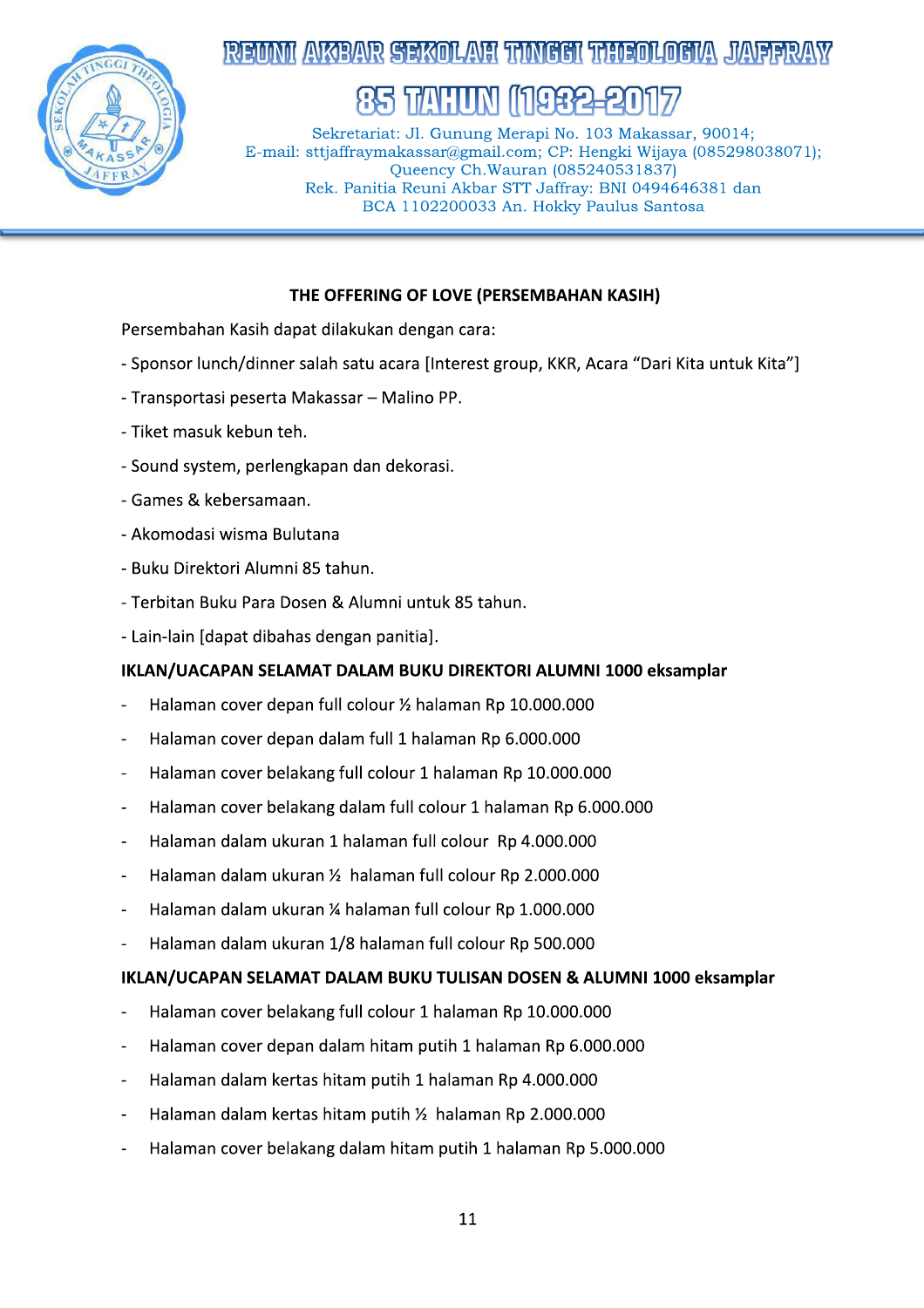# REUNI AKBAR SEKOLAH TINGGI THEOLOGIA JAFFRAY

# 85 TAHUN (1932-2017)

Sekretariat: Jl. Gunung Merapi No. 103 Makassar, 90014;
E-mail: sttjaffraymakassar@gmail.com; CP: Hengki Wijaya (085298038071);
Queency Ch.Wauran (085240531837)
Rek. Panitia Reuni Akbar STT Jaffray: BNI 0494646381 dan
BCA 1102200033 An. Hokky Paulus Santosa

**THE OFFERING OF LOVE (PERSEMBAHAN KASIH)**

Persembahan Kasih dapat dilakukan dengan cara:

- Sponsor lunch/dinner salah satu acara [Interest group, KKR, Acara "Dari Kita untuk Kita"]
- Transportasi peserta Makassar – Malino PP.
- Tiket masuk kebun teh.
- Sound system, perlengkapan dan dekorasi.
- Games & kebersamaan.
- Akomodasi wisma Bulutana
- Buku Direktori Alumni 85 tahun.
- Terbitan Buku Para Dosen & Alumni untuk 85 tahun.
- Lain-lain [dapat dibahas dengan panitia].

**IKLAN/UACAPAN SELAMAT DALAM BUKU DIREKTORI ALUMNI 1000 eksamplar**

- Halaman cover depan full colour ½ halaman Rp 10.000.000
- Halaman cover depan dalam full 1 halaman Rp 6.000.000
- Halaman cover belakang full colour 1 halaman Rp 10.000.000
- Halaman cover belakang dalam full colour 1 halaman Rp 6.000.000
- Halaman dalam ukuran 1 halaman full colour Rp 4.000.000
- Halaman dalam ukuran ½ halaman full colour Rp 2.000.000
- Halaman dalam ukuran ¼ halaman full colour Rp 1.000.000
- Halaman dalam ukuran 1/8 halaman full colour Rp 500.000

**IKLAN/UCAPAN SELAMAT DALAM BUKU TULISAN DOSEN & ALUMNI 1000 eksamplar**

- Halaman cover belakang full colour 1 halaman Rp 10.000.000
- Halaman cover depan dalam hitam putih 1 halaman Rp 6.000.000
- Halaman dalam kertas hitam putih 1 halaman Rp 4.000.000
- Halaman dalam kertas hitam putih ½ halaman Rp 2.000.000
- Halaman cover belakang dalam hitam putih 1 halaman Rp 5.000.000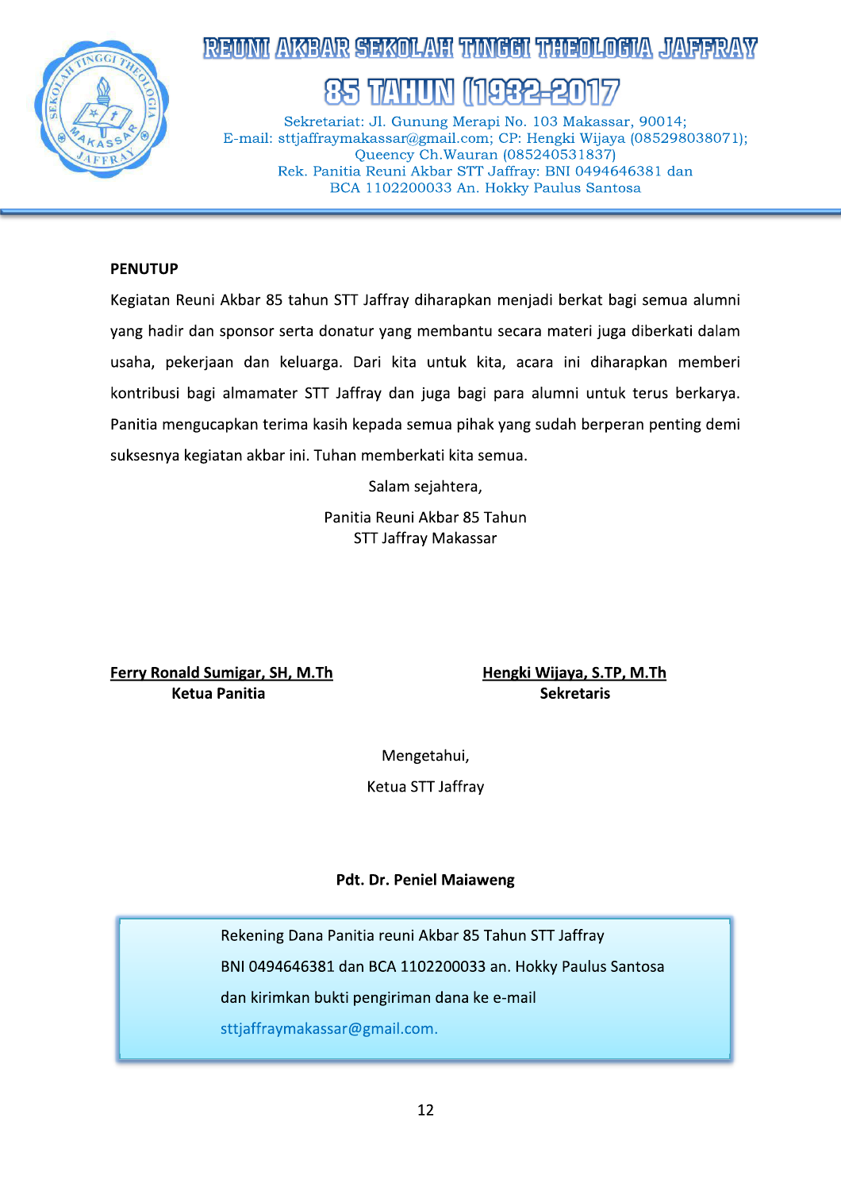## PENUTUP

Kegiatan Reuni Akbar 85 tahun STT Jaffray diharapkan menjadi berkat bagi semua alumni yang hadir dan sponsor serta donatur yang membantu secara materi juga diberkati dalam usaha, pekerjaan dan keluarga. Dari kita untuk kita, acara ini diharapkan memberi kontribusi bagi almamater STT Jaffray dan juga bagi para alumni untuk terus berkarya. Panitia mengucapkan terima kasih kepada semua pihak yang sudah berperan penting demi suksesnya kegiatan akbar ini. Tuhan memberkati kita semua.

Salam sejahtera,

Panitia Reuni Akbar 85 Tahun
STT Jaffray Makassar

**Ferry Ronald Sumigar, SH, M.Th**
**Ketua Panitia**

**Hengki Wijaya, S.TP, M.Th**
**Sekretaris**

Mengetahui,

Ketua STT Jaffray

**Pdt. Dr. Peniel Maiaweng**

Rekening Dana Panitia reuni Akbar 85 Tahun STT Jaffray
BNI 0494646381 dan BCA 1102200033 an. Hokky Paulus Santosa
dan kirimkan bukti pengiriman dana ke e-mail
sttjaffraymakassar@gmail.com.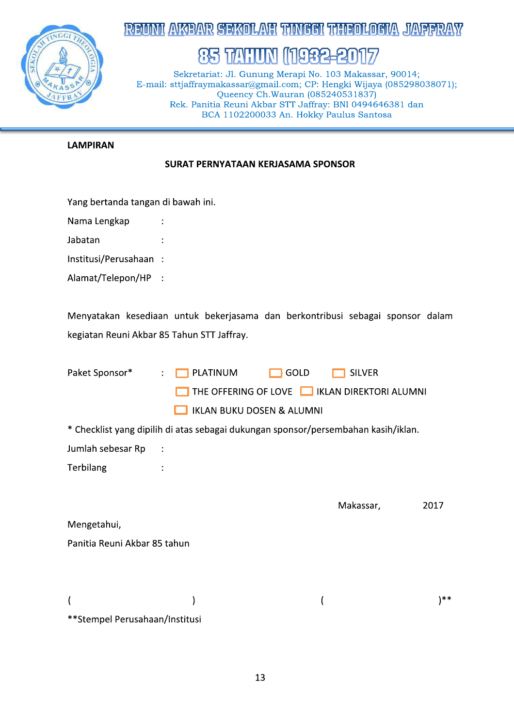# REUNI AKBAR SEKOLAH TINGGI THEOLOGIA JAFFRAY

## 85 TAHUN (1932-2017)

Sekretariat: Jl. Gunung Merapi No. 103 Makassar, 90014;
E-mail: sttjaffraymakassar@gmail.com; CP: Hengki Wijaya (085298038071);
Queency Ch.Wauran (085240531837)
Rek. Panitia Reuni Akbar STT Jaffray: BNI 0494646381 dan
BCA 1102200033 An. Hokky Paulus Santosa

---

**LAMPIRAN**

**SURAT PERNYATAAN KERJASAMA SPONSOR**

Yang bertanda tangan di bawah ini.

Nama Lengkap :

Jabatan :

Institusi/Perusahaan :

Alamat/Telepon/HP :

Menyatakan kesediaan untuk bekerjasama dan berkontribusi sebagai sponsor dalam kegiatan Reuni Akbar 85 Tahun STT Jaffray.

Paket Sponsor* : ☐ PLATINUM ☐ GOLD ☐ SILVER
☐ THE OFFERING OF LOVE ☐ IKLAN DIREKTORI ALUMNI
☐ IKLAN BUKU DOSEN & ALUMNI

* Checklist yang dipilih di atas sebagai dukungan sponsor/persembahan kasih/iklan.

Jumlah sebesar Rp :

Terbilang :

Makassar, 2017

Mengetahui,
Panitia Reuni Akbar 85 tahun

( ) ( )**

**Stempel Perusahaan/Institusi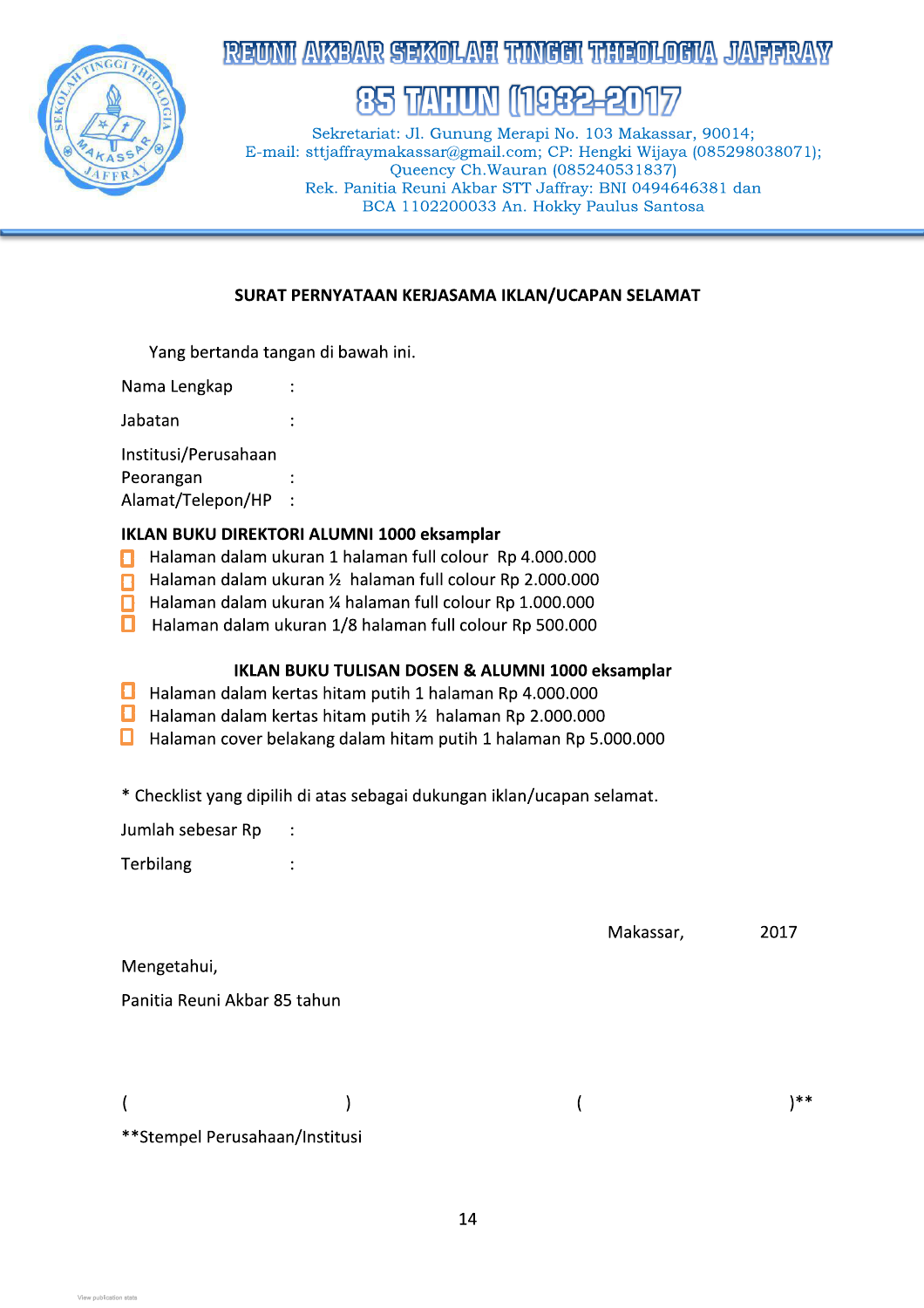# REUNI AKBAR SEKOLAH TINGGI THEOLOGIA JAFFRAY

## 85 TAHUN (1932-2017)

Sekretariat: Jl. Gunung Merapi No. 103 Makassar, 90014;
E-mail: sttjaffraymakassar@gmail.com; CP: Hengki Wijaya (085298038071);
Queency Ch.Wauran (085240531837)
Rek. Panitia Reuni Akbar STT Jaffray: BNI 0494646381 dan
BCA 1102200033 An. Hokky Paulus Santosa

**SURAT PERNYATAAN KERJASAMA IKLAN/UCAPAN SELAMAT**

Yang bertanda tangan di bawah ini.

Nama Lengkap :

Jabatan :

Institusi/Perusahaan
Peorangan :
Alamat/Telepon/HP :

**IKLAN BUKU DIREKTORI ALUMNI 1000 eksamplar**

- [ ] Halaman dalam ukuran 1 halaman full colour Rp 4.000.000
- [ ] Halaman dalam ukuran ½ halaman full colour Rp 2.000.000
- [ ] Halaman dalam ukuran ¼ halaman full colour Rp 1.000.000
- [ ] Halaman dalam ukuran 1/8 halaman full colour Rp 500.000

**IKLAN BUKU TULISAN DOSEN & ALUMNI 1000 eksamplar**

- [ ] Halaman dalam kertas hitam putih 1 halaman Rp 4.000.000
- [ ] Halaman dalam kertas hitam putih ½ halaman Rp 2.000.000
- [ ] Halaman cover belakang dalam hitam putih 1 halaman Rp 5.000.000

* Checklist yang dipilih di atas sebagai dukungan iklan/ucapan selamat.

Jumlah sebesar Rp :

Terbilang :

Makassar, 2017

Mengetahui,

Panitia Reuni Akbar 85 tahun

( ) ( )**

**Stempel Perusahaan/Institusi